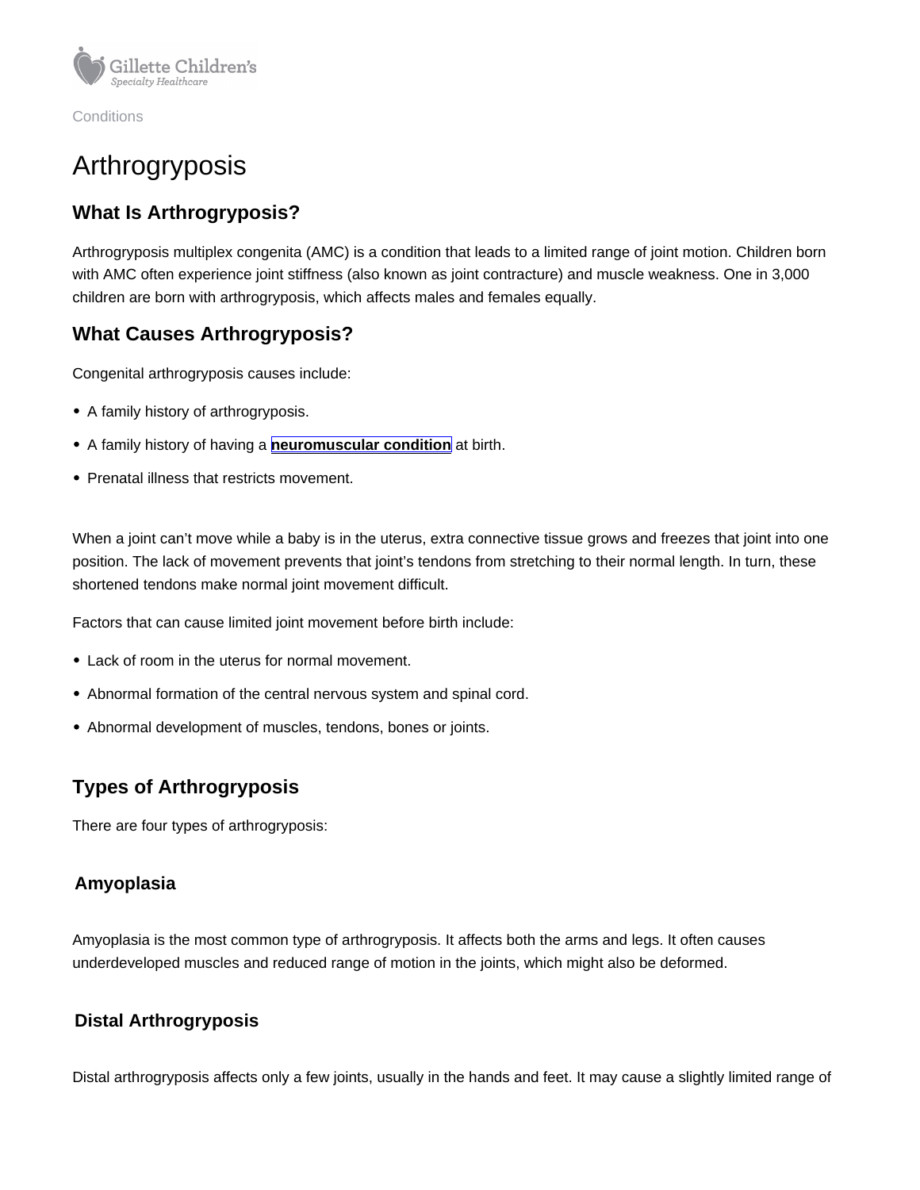Conditions

# Arthrogryposis

## What Is Arthrogryposis?

Arthrogryposis multiplex congenita (AMC) is a condition that leads to a limited range of joint motion. Children born with AMC often experience joint stiffness (also known as joint contracture) and muscle weakness. One in 3,000 children are born with arthrogryposis, which affects males and females equally.

## What Causes Arthrogryposis?

Congenital arthrogryposis causes include:

- A family history of arthrogryposis.
- A family history of having a **neuromuscular condition** at birth.
- Prenatal illness that restricts movement.

When a joint can't move while a baby is in the uterus, extra connective tissue grows and freezes that joint into one position. The lack of movement prevents that joint's tendons from stretching to their normal length. In turn, these shortened tendons make normal joint movement difficult.

Factors that can cause limited joint movement before birth include:

- Lack of room in the uterus for normal movement.
- Abnormal formation of the central nervous system and spinal cord.
- Abnormal development of muscles, tendons, bones or joints.

## Types of Arthrogryposis

There are four types of arthrogryposis:

### Amyoplasia

Amyoplasia is the most common type of arthrogryposis. It affects both the arms and legs. It often causes underdeveloped muscles and reduced range of motion in the joints, which might also be deformed.

### Distal Arthrogryposis

Distal arthrogryposis affects only a few joints, usually in the hands and feet. It may cause a slightly limited range of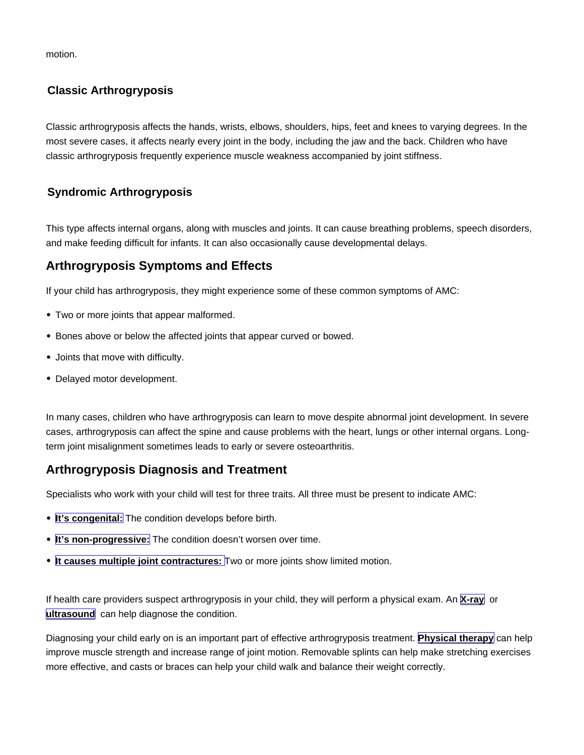motion.

### Classic Arthrogryposis

Classic arthrogryposis affects the hands, wrists, elbows, shoulders, hips, feet and knees to varying degrees. In the most severe cases, it affects nearly every joint in the body, including the jaw and the back. Children who have classic arthrogryposis frequently experience muscle weakness accompanied by joint stiffness.

### Syndromic Arthrogryposis

This type affects internal organs, along with muscles and joints. It can cause breathing problems, speech disorders, and make feeding difficult for infants. It can also occasionally cause developmental delays.

## Arthrogryposis Symptoms and Effects

If your child has arthrogryposis, they might experience some of these common symptoms of AMC:

- Two or more joints that appear malformed.
- Bones above or below the affected joints that appear curved or bowed.
- Joints that move with difficulty.
- Delayed motor development.

In many cases, children who have arthrogryposis can learn to move despite abnormal joint development. In severe cases, arthrogryposis can affect the spine and cause problems with the heart, lungs or other internal organs. Long-term joint misalignment sometimes leads to early or severe osteoarthritis.

## Arthrogryposis Diagnosis and Treatment

Specialists who work with your child will test for three traits. All three must be present to indicate AMC:

- **It's congenital:** The condition develops before birth.
- **It's non-progressive:** The condition doesn't worsen over time.
- **It causes multiple joint contractures:** Two or more joints show limited motion.

If health care providers suspect arthrogryposis in your child, they will perform a physical exam. An **X-ray** or **ultrasound** can help diagnose the condition.

Diagnosing your child early on is an important part of effective arthrogryposis treatment. **Physical therapy** can help improve muscle strength and increase range of joint motion. Removable splints can help make stretching exercises more effective, and casts or braces can help your child walk and balance their weight correctly.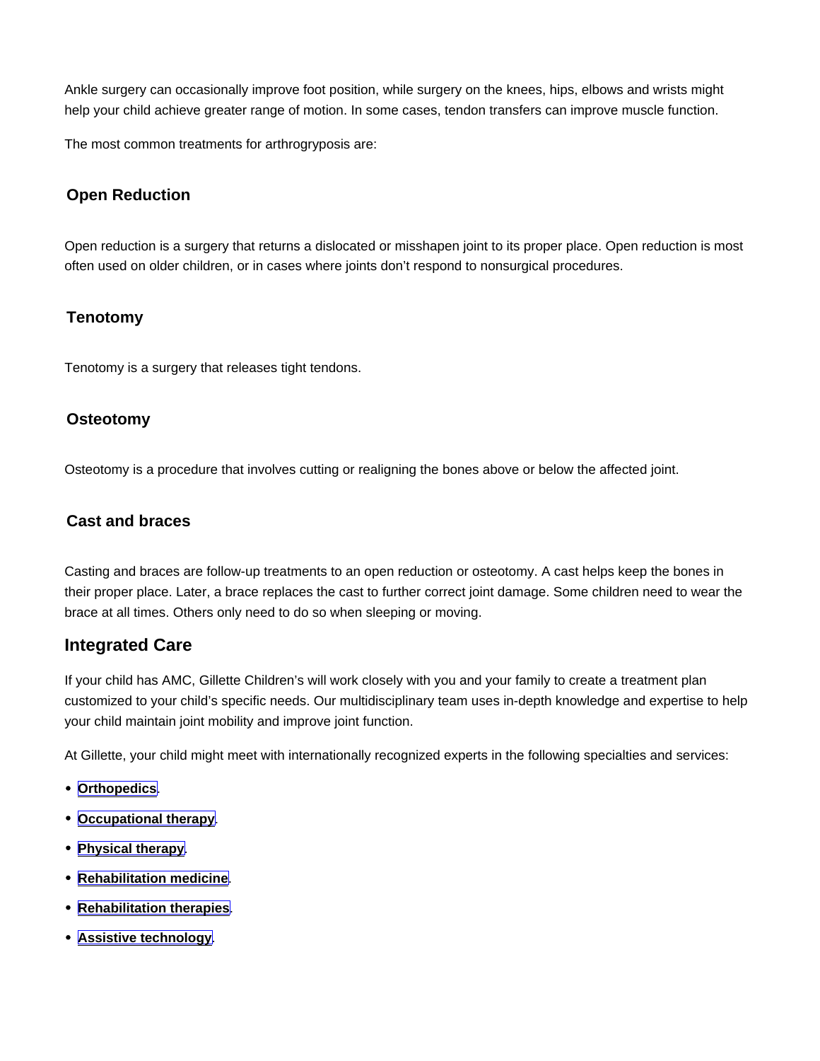Ankle surgery can occasionally improve foot position, while surgery on the knees, hips, elbows and wrists might help your child achieve greater range of motion. In some cases, tendon transfers can improve muscle function.

The most common treatments for arthrogryposis are:

### Open Reduction

Open reduction is a surgery that returns a dislocated or misshapen joint to its proper place. Open reduction is most often used on older children, or in cases where joints don't respond to nonsurgical procedures.

### Tenotomy

Tenotomy is a surgery that releases tight tendons.

### Osteotomy

Osteotomy is a procedure that involves cutting or realigning the bones above or below the affected joint.

### Cast and braces

Casting and braces are follow-up treatments to an open reduction or osteotomy. A cast helps keep the bones in their proper place. Later, a brace replaces the cast to further correct joint damage. Some children need to wear the brace at all times. Others only need to do so when sleeping or moving.

## Integrated Care

If your child has AMC, Gillette Children's will work closely with you and your family to create a treatment plan customized to your child's specific needs. Our multidisciplinary team uses in-depth knowledge and expertise to help your child maintain joint mobility and improve joint function.

At Gillette, your child might meet with internationally recognized experts in the following specialties and services:

- **Orthopedics**.
- **Occupational therapy**.
- **Physical therapy**.
- **Rehabilitation medicine**.
- **Rehabilitation therapies**.
- **Assistive technology**.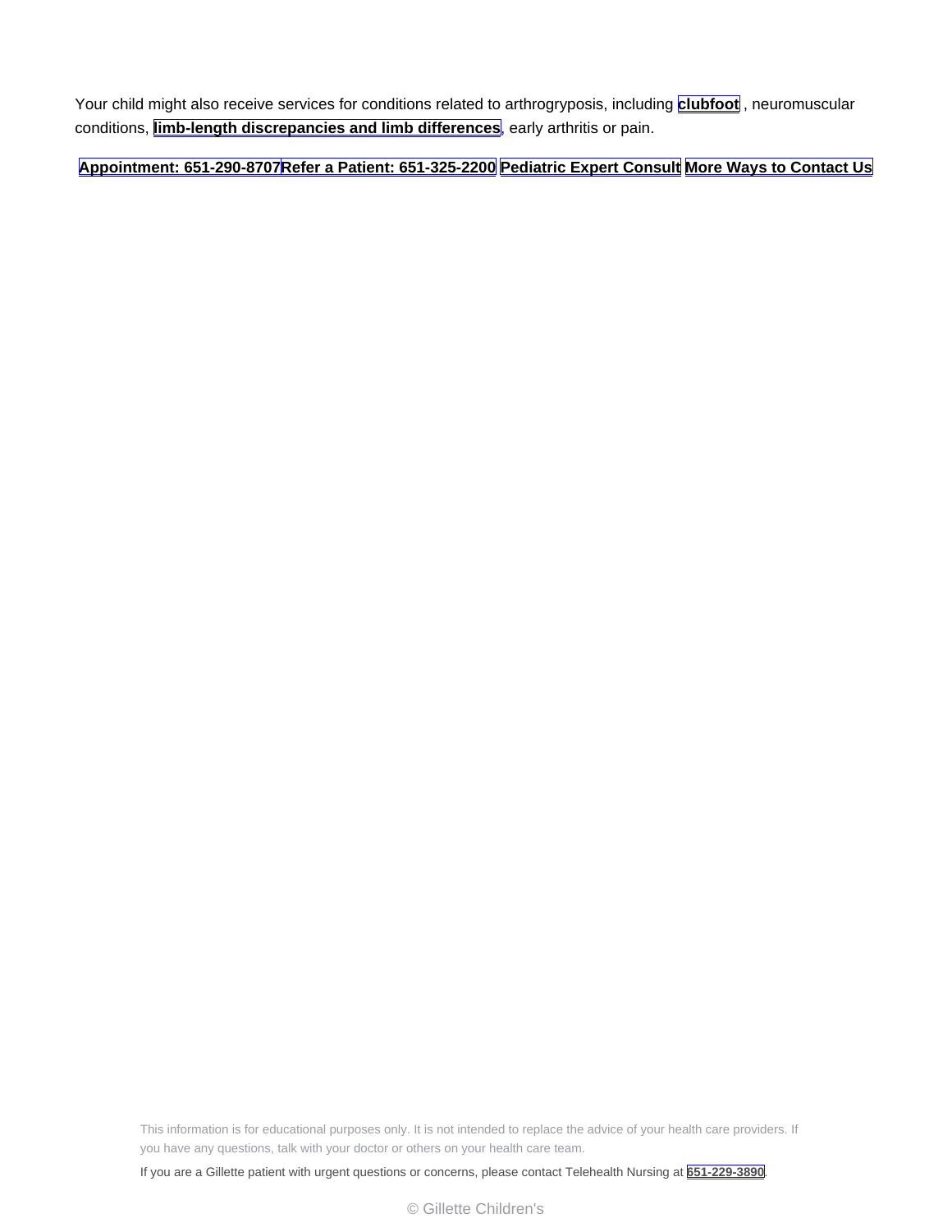Your child might also receive services for conditions related to arthrogryposis, including **clubfoot** , neuromuscular conditions, **limb-length discrepancies and limb differences**, early arthritis or pain.

**Appointment: 651-290-8707** **Refer a Patient: 651-325-2200** **Pediatric Expert Consult** **More Ways to Contact Us**

This information is for educational purposes only. It is not intended to replace the advice of your health care providers. If you have any questions, talk with your doctor or others on your health care team.

If you are a Gillette patient with urgent questions or concerns, please contact Telehealth Nursing at **651-229-3890**.

© Gillette Children's